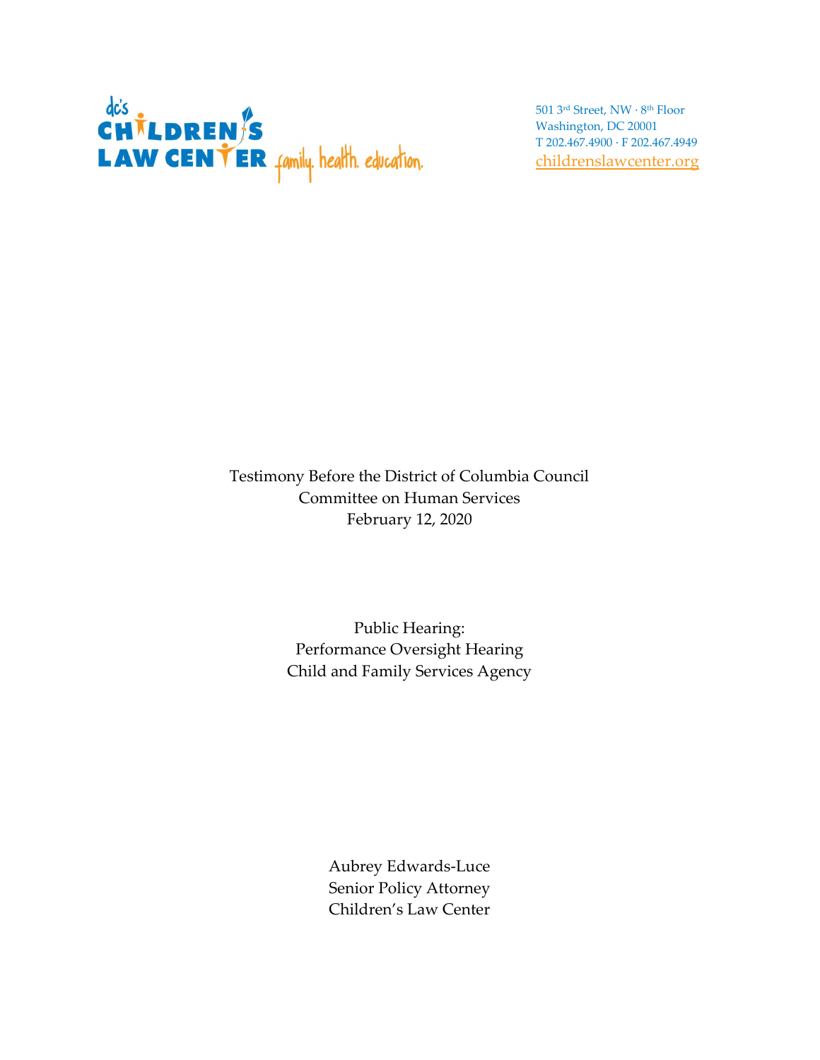dc's CHILDREN'S LAW CENTER family. health. education.

501 3rd Street, NW · 8th Floor
Washington, DC 20001
T 202.467.4900 · F 202.467.4949
childrenslawcenter.org

Testimony Before the District of Columbia Council
Committee on Human Services
February 12, 2020

Public Hearing:
Performance Oversight Hearing
Child and Family Services Agency

Aubrey Edwards-Luce
Senior Policy Attorney
Children's Law Center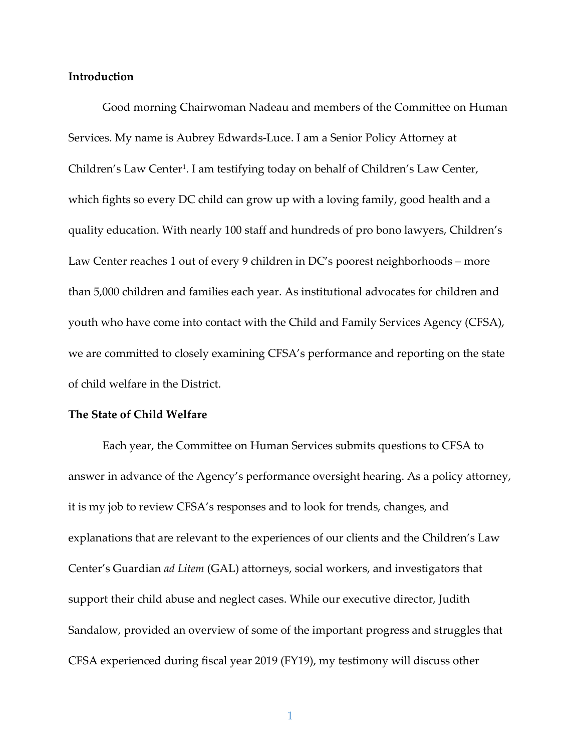**Introduction**

Good morning Chairwoman Nadeau and members of the Committee on Human Services. My name is Aubrey Edwards-Luce. I am a Senior Policy Attorney at Children's Law Center[1]. I am testifying today on behalf of Children's Law Center, which fights so every DC child can grow up with a loving family, good health and a quality education. With nearly 100 staff and hundreds of pro bono lawyers, Children's Law Center reaches 1 out of every 9 children in DC's poorest neighborhoods – more than 5,000 children and families each year. As institutional advocates for children and youth who have come into contact with the Child and Family Services Agency (CFSA), we are committed to closely examining CFSA's performance and reporting on the state of child welfare in the District.

**The State of Child Welfare**

Each year, the Committee on Human Services submits questions to CFSA to answer in advance of the Agency's performance oversight hearing. As a policy attorney, it is my job to review CFSA's responses and to look for trends, changes, and explanations that are relevant to the experiences of our clients and the Children's Law Center's Guardian *ad Litem* (GAL) attorneys, social workers, and investigators that support their child abuse and neglect cases. While our executive director, Judith Sandalow, provided an overview of some of the important progress and struggles that CFSA experienced during fiscal year 2019 (FY19), my testimony will discuss other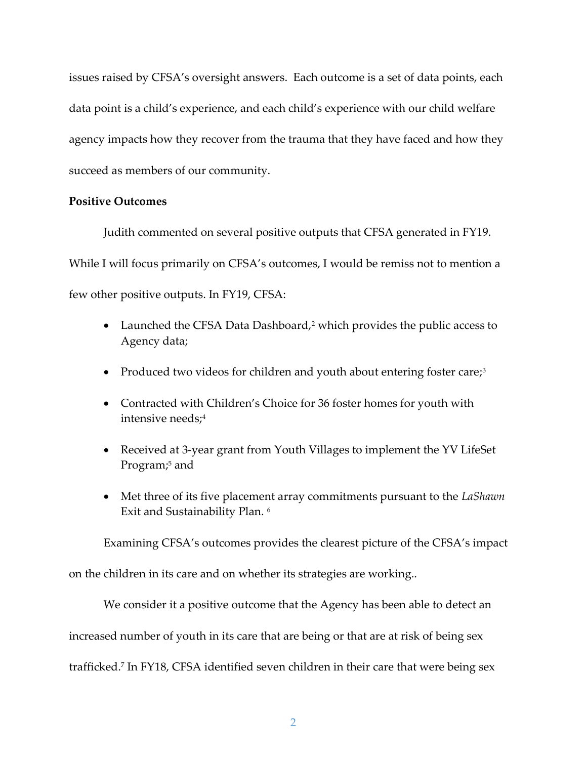issues raised by CFSA's oversight answers. Each outcome is a set of data points, each data point is a child's experience, and each child's experience with our child welfare agency impacts how they recover from the trauma that they have faced and how they succeed as members of our community.

**Positive Outcomes**

Judith commented on several positive outputs that CFSA generated in FY19. While I will focus primarily on CFSA's outcomes, I would be remiss not to mention a few other positive outputs. In FY19, CFSA:

- Launched the CFSA Data Dashboard,[2] which provides the public access to Agency data;
- Produced two videos for children and youth about entering foster care;[3]
- Contracted with Children's Choice for 36 foster homes for youth with intensive needs;[4]
- Received at 3-year grant from Youth Villages to implement the YV LifeSet Program;[5] and
- Met three of its five placement array commitments pursuant to the *LaShawn* Exit and Sustainability Plan. [6]

Examining CFSA's outcomes provides the clearest picture of the CFSA's impact on the children in its care and on whether its strategies are working..

We consider it a positive outcome that the Agency has been able to detect an increased number of youth in its care that are being or that are at risk of being sex trafficked.[7] In FY18, CFSA identified seven children in their care that were being sex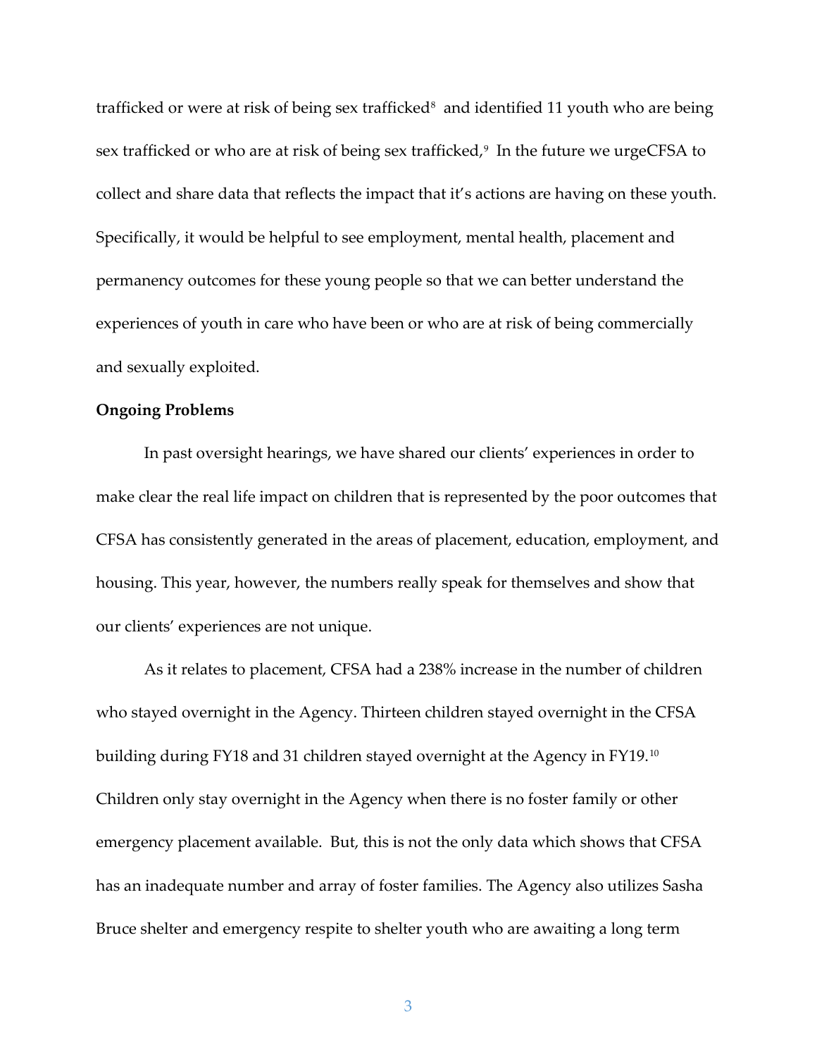trafficked or were at risk of being sex trafficked[8] and identified 11 youth who are being sex trafficked or who are at risk of being sex trafficked,[9] In the future we urgeCFSA to collect and share data that reflects the impact that it's actions are having on these youth. Specifically, it would be helpful to see employment, mental health, placement and permanency outcomes for these young people so that we can better understand the experiences of youth in care who have been or who are at risk of being commercially and sexually exploited.

**Ongoing Problems**

In past oversight hearings, we have shared our clients' experiences in order to make clear the real life impact on children that is represented by the poor outcomes that CFSA has consistently generated in the areas of placement, education, employment, and housing. This year, however, the numbers really speak for themselves and show that our clients' experiences are not unique.

As it relates to placement, CFSA had a 238% increase in the number of children who stayed overnight in the Agency. Thirteen children stayed overnight in the CFSA building during FY18 and 31 children stayed overnight at the Agency in FY19.[10] Children only stay overnight in the Agency when there is no foster family or other emergency placement available. But, this is not the only data which shows that CFSA has an inadequate number and array of foster families. The Agency also utilizes Sasha Bruce shelter and emergency respite to shelter youth who are awaiting a long term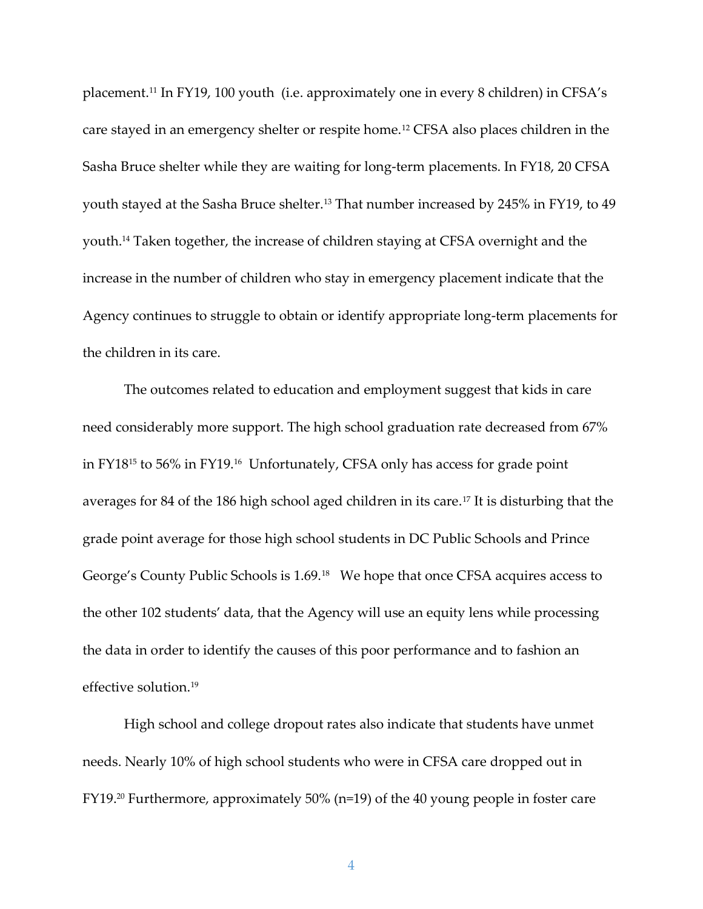placement.[11] In FY19, 100 youth (i.e. approximately one in every 8 children) in CFSA's care stayed in an emergency shelter or respite home.[12] CFSA also places children in the Sasha Bruce shelter while they are waiting for long-term placements. In FY18, 20 CFSA youth stayed at the Sasha Bruce shelter.[13] That number increased by 245% in FY19, to 49 youth.[14] Taken together, the increase of children staying at CFSA overnight and the increase in the number of children who stay in emergency placement indicate that the Agency continues to struggle to obtain or identify appropriate long-term placements for the children in its care.

The outcomes related to education and employment suggest that kids in care need considerably more support. The high school graduation rate decreased from 67% in FY18[15] to 56% in FY19.[16] Unfortunately, CFSA only has access for grade point averages for 84 of the 186 high school aged children in its care.[17] It is disturbing that the grade point average for those high school students in DC Public Schools and Prince George's County Public Schools is 1.69.[18] We hope that once CFSA acquires access to the other 102 students' data, that the Agency will use an equity lens while processing the data in order to identify the causes of this poor performance and to fashion an effective solution.[19]

High school and college dropout rates also indicate that students have unmet needs. Nearly 10% of high school students who were in CFSA care dropped out in FY19.[20] Furthermore, approximately 50% (n=19) of the 40 young people in foster care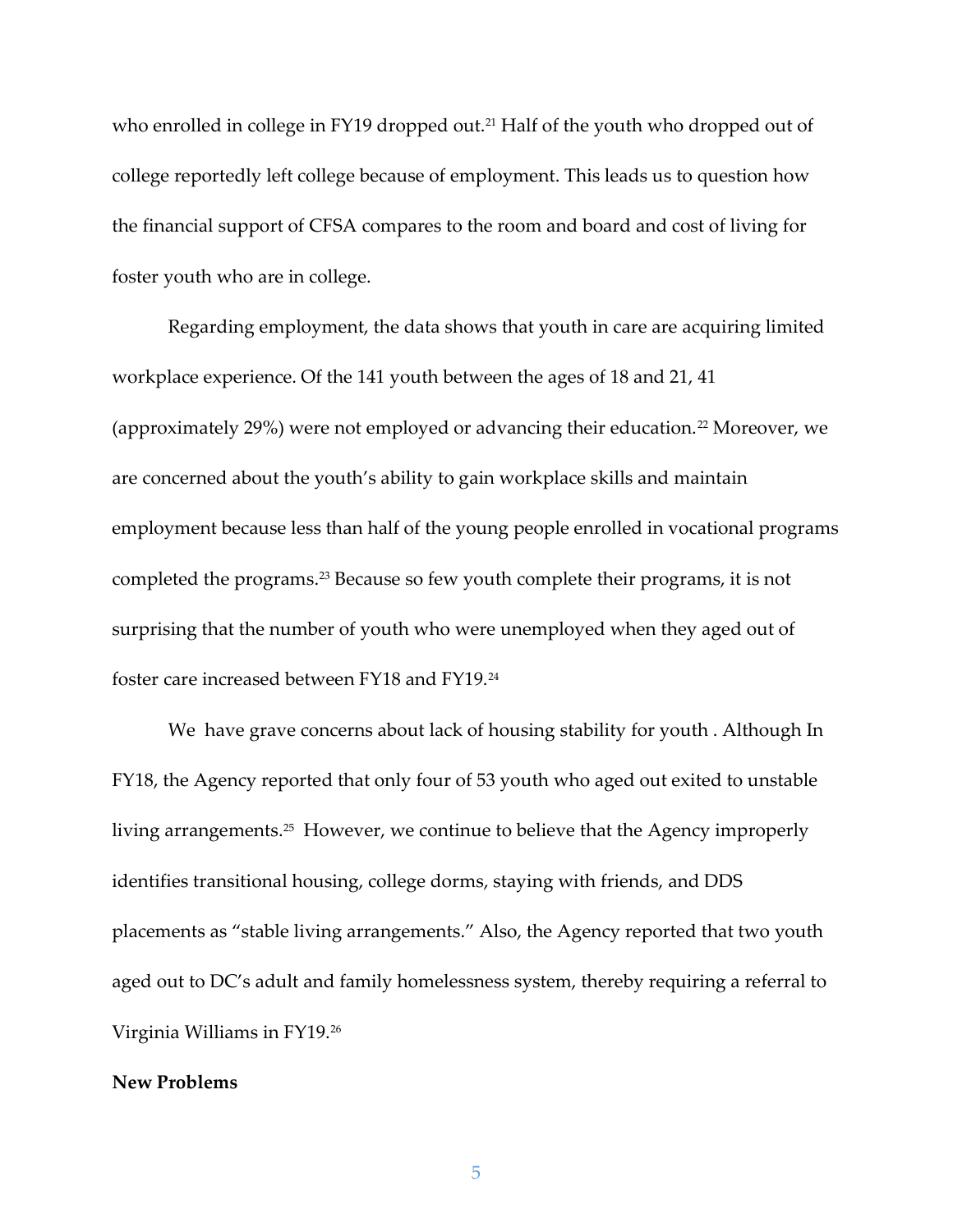who enrolled in college in FY19 dropped out.[21] Half of the youth who dropped out of college reportedly left college because of employment. This leads us to question how the financial support of CFSA compares to the room and board and cost of living for foster youth who are in college.

Regarding employment, the data shows that youth in care are acquiring limited workplace experience. Of the 141 youth between the ages of 18 and 21, 41 (approximately 29%) were not employed or advancing their education.[22] Moreover, we are concerned about the youth's ability to gain workplace skills and maintain employment because less than half of the young people enrolled in vocational programs completed the programs.[23] Because so few youth complete their programs, it is not surprising that the number of youth who were unemployed when they aged out of foster care increased between FY18 and FY19.[24]

We have grave concerns about lack of housing stability for youth . Although In FY18, the Agency reported that only four of 53 youth who aged out exited to unstable living arrangements.[25] However, we continue to believe that the Agency improperly identifies transitional housing, college dorms, staying with friends, and DDS placements as "stable living arrangements." Also, the Agency reported that two youth aged out to DC's adult and family homelessness system, thereby requiring a referral to Virginia Williams in FY19.[26]

**New Problems**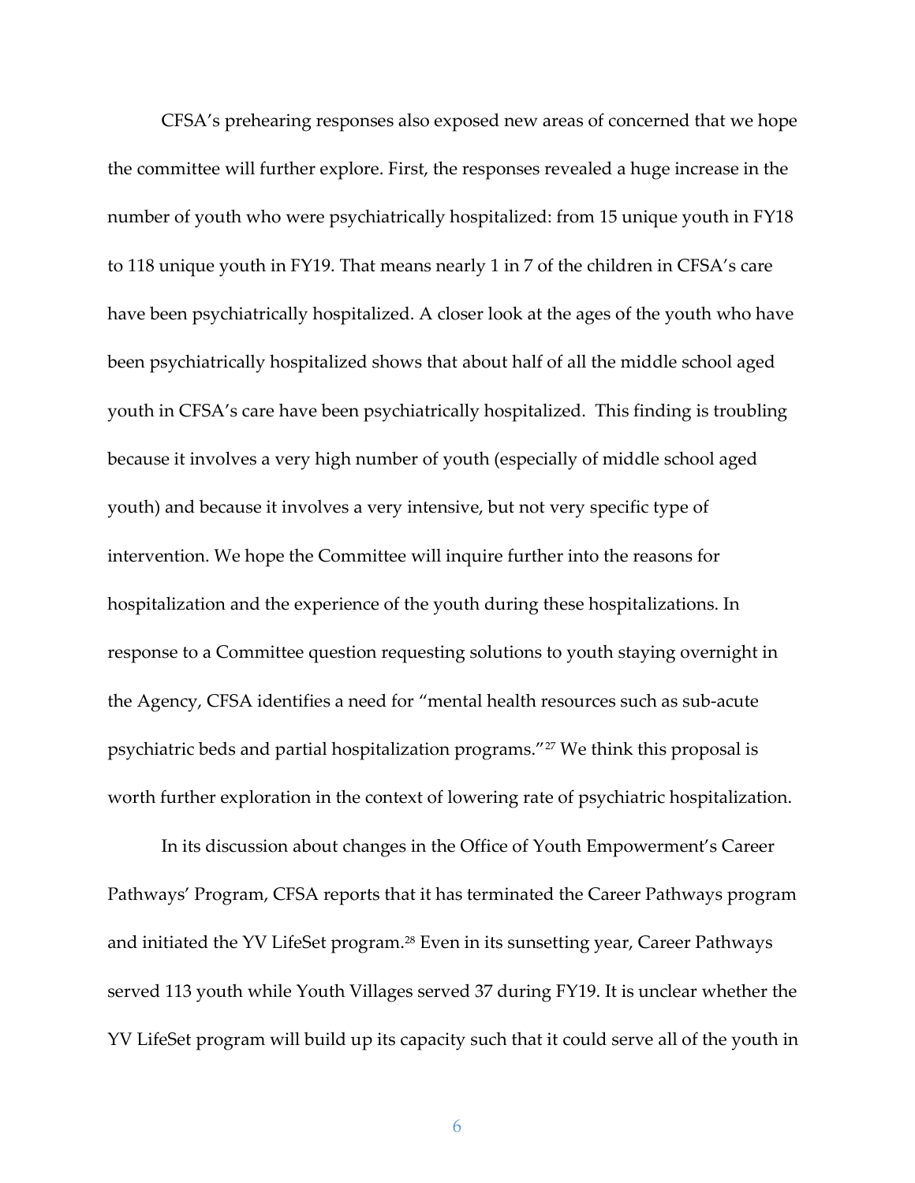CFSA's prehearing responses also exposed new areas of concerned that we hope the committee will further explore. First, the responses revealed a huge increase in the number of youth who were psychiatrically hospitalized: from 15 unique youth in FY18 to 118 unique youth in FY19. That means nearly 1 in 7 of the children in CFSA's care have been psychiatrically hospitalized. A closer look at the ages of the youth who have been psychiatrically hospitalized shows that about half of all the middle school aged youth in CFSA's care have been psychiatrically hospitalized. This finding is troubling because it involves a very high number of youth (especially of middle school aged youth) and because it involves a very intensive, but not very specific type of intervention. We hope the Committee will inquire further into the reasons for hospitalization and the experience of the youth during these hospitalizations. In response to a Committee question requesting solutions to youth staying overnight in the Agency, CFSA identifies a need for "mental health resources such as sub-acute psychiatric beds and partial hospitalization programs."[27] We think this proposal is worth further exploration in the context of lowering rate of psychiatric hospitalization.

In its discussion about changes in the Office of Youth Empowerment's Career Pathways' Program, CFSA reports that it has terminated the Career Pathways program and initiated the YV LifeSet program.[28] Even in its sunsetting year, Career Pathways served 113 youth while Youth Villages served 37 during FY19. It is unclear whether the YV LifeSet program will build up its capacity such that it could serve all of the youth in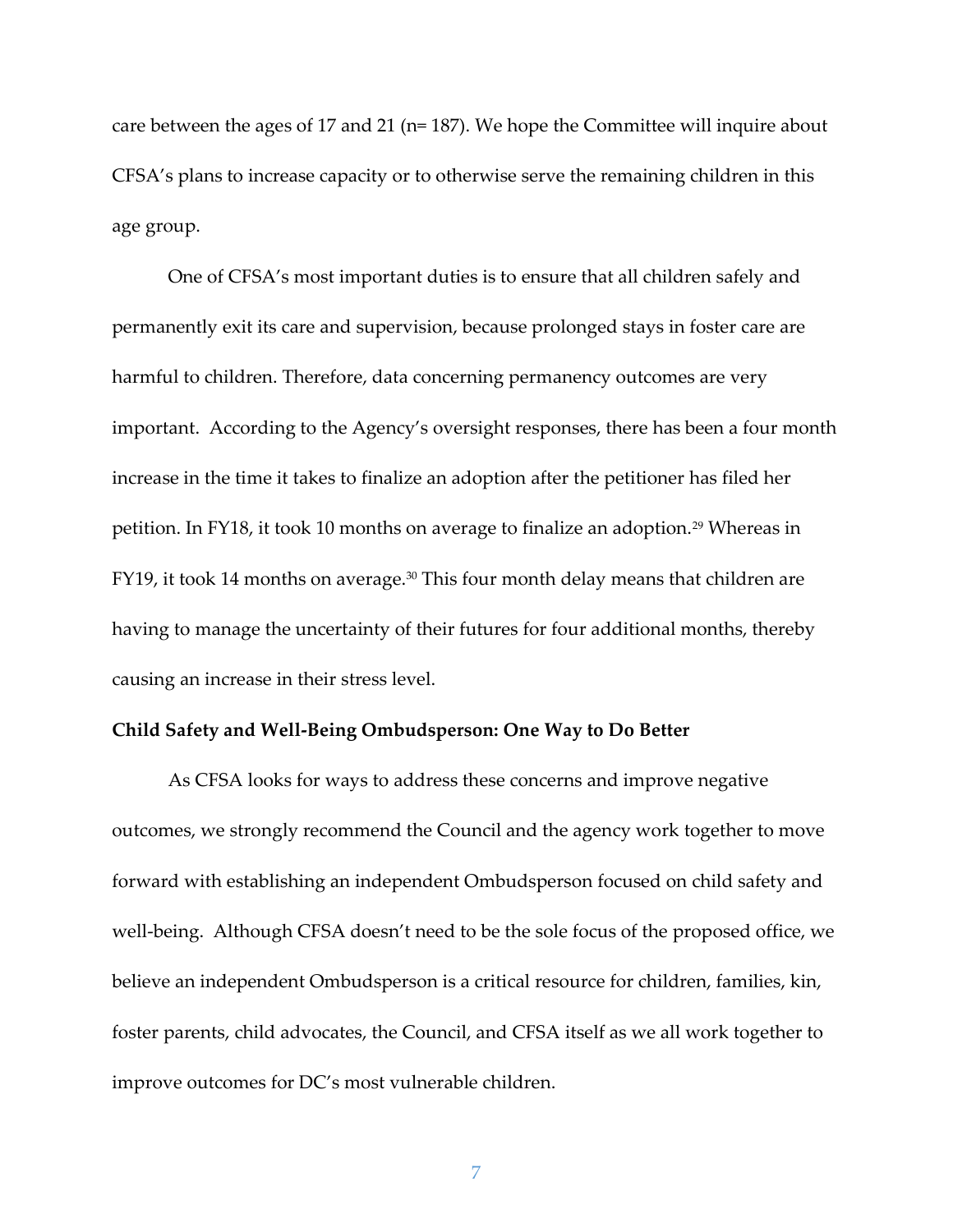care between the ages of 17 and 21 (n= 187). We hope the Committee will inquire about CFSA's plans to increase capacity or to otherwise serve the remaining children in this age group.

One of CFSA's most important duties is to ensure that all children safely and permanently exit its care and supervision, because prolonged stays in foster care are harmful to children. Therefore, data concerning permanency outcomes are very important. According to the Agency's oversight responses, there has been a four month increase in the time it takes to finalize an adoption after the petitioner has filed her petition. In FY18, it took 10 months on average to finalize an adoption.[29] Whereas in FY19, it took 14 months on average.[30] This four month delay means that children are having to manage the uncertainty of their futures for four additional months, thereby causing an increase in their stress level.

**Child Safety and Well-Being Ombudsperson: One Way to Do Better**

As CFSA looks for ways to address these concerns and improve negative outcomes, we strongly recommend the Council and the agency work together to move forward with establishing an independent Ombudsperson focused on child safety and well-being. Although CFSA doesn't need to be the sole focus of the proposed office, we believe an independent Ombudsperson is a critical resource for children, families, kin, foster parents, child advocates, the Council, and CFSA itself as we all work together to improve outcomes for DC's most vulnerable children.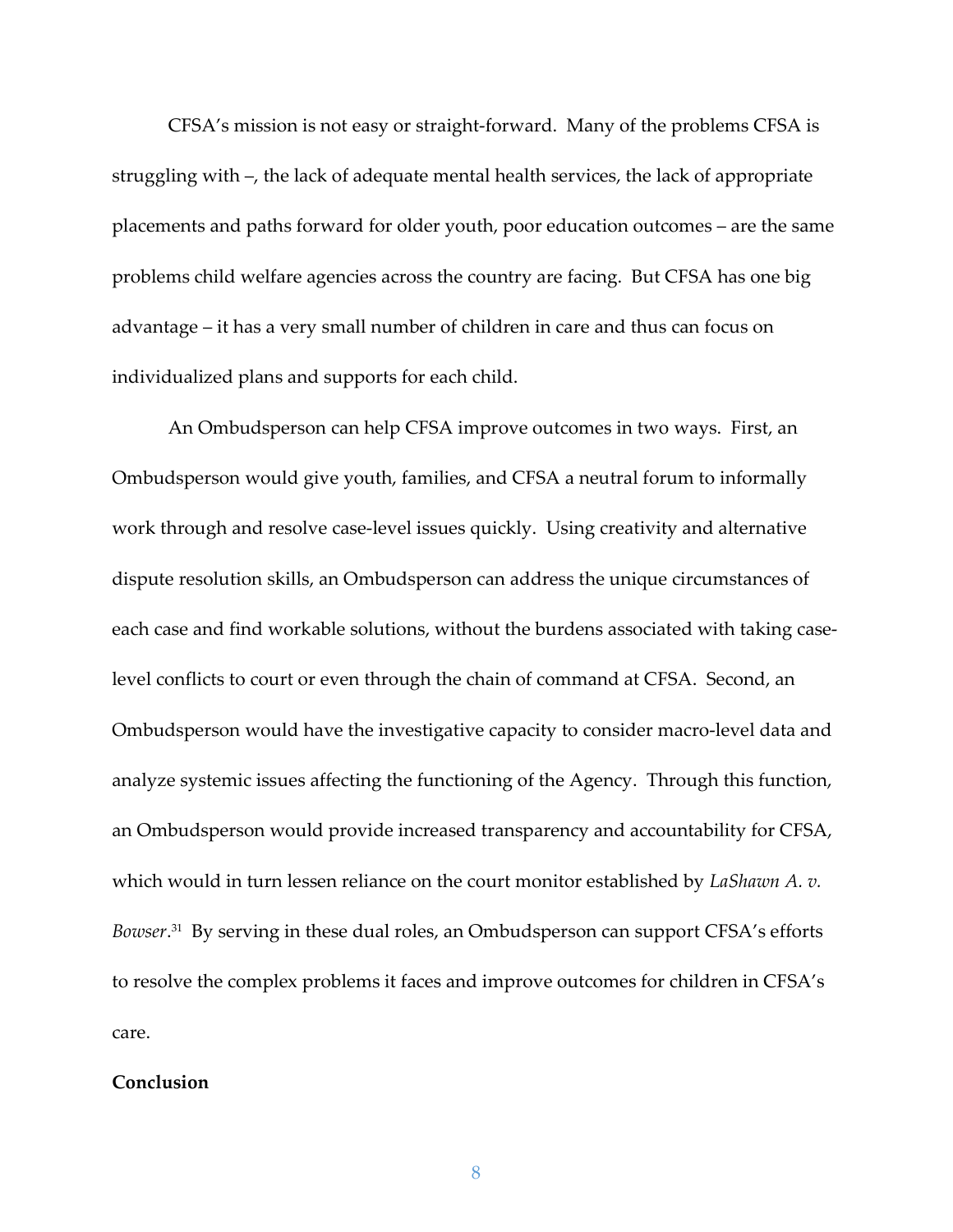CFSA's mission is not easy or straight-forward. Many of the problems CFSA is struggling with –, the lack of adequate mental health services, the lack of appropriate placements and paths forward for older youth, poor education outcomes – are the same problems child welfare agencies across the country are facing. But CFSA has one big advantage – it has a very small number of children in care and thus can focus on individualized plans and supports for each child.

An Ombudsperson can help CFSA improve outcomes in two ways. First, an Ombudsperson would give youth, families, and CFSA a neutral forum to informally work through and resolve case-level issues quickly. Using creativity and alternative dispute resolution skills, an Ombudsperson can address the unique circumstances of each case and find workable solutions, without the burdens associated with taking case-level conflicts to court or even through the chain of command at CFSA. Second, an Ombudsperson would have the investigative capacity to consider macro-level data and analyze systemic issues affecting the functioning of the Agency. Through this function, an Ombudsperson would provide increased transparency and accountability for CFSA, which would in turn lessen reliance on the court monitor established by *LaShawn A. v. Bowser*.[31] By serving in these dual roles, an Ombudsperson can support CFSA's efforts to resolve the complex problems it faces and improve outcomes for children in CFSA's care.

**Conclusion**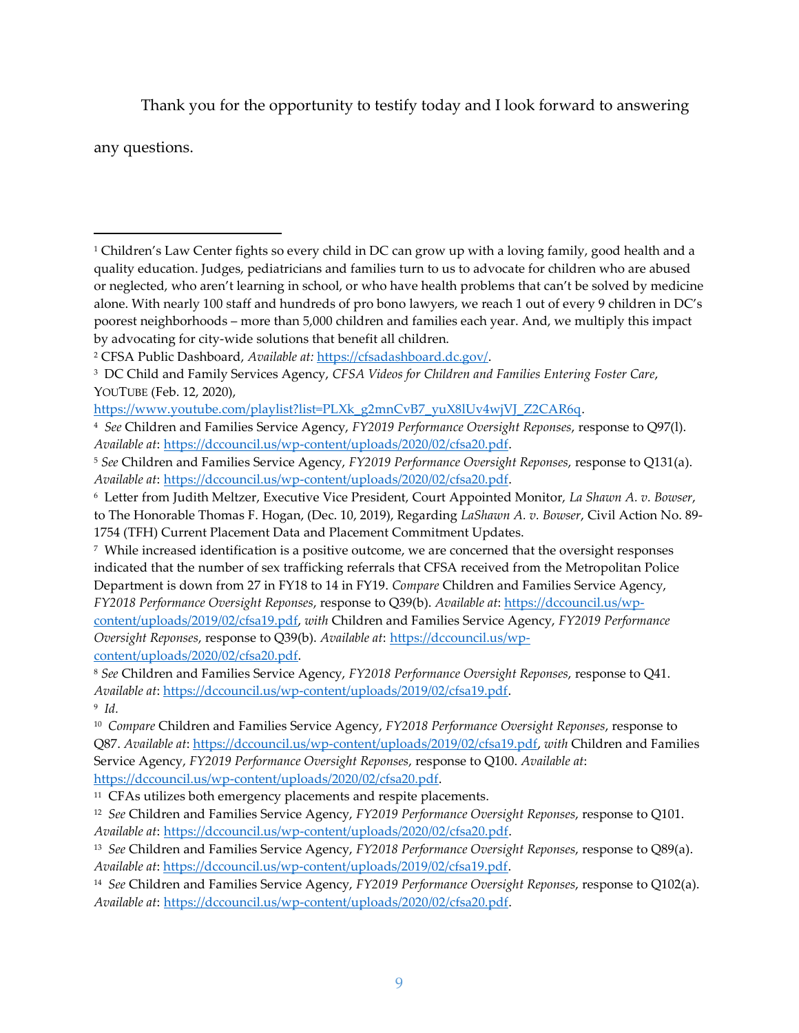Thank you for the opportunity to testify today and I look forward to answering any questions.

---

[1] Children's Law Center fights so every child in DC can grow up with a loving family, good health and a quality education. Judges, pediatricians and families turn to us to advocate for children who are abused or neglected, who aren't learning in school, or who have health problems that can't be solved by medicine alone. With nearly 100 staff and hundreds of pro bono lawyers, we reach 1 out of every 9 children in DC's poorest neighborhoods – more than 5,000 children and families each year. And, we multiply this impact by advocating for city-wide solutions that benefit all children.

[2] CFSA Public Dashboard, *Available at:* https://cfsadashboard.dc.gov/.

[3] DC Child and Family Services Agency, *CFSA Videos for Children and Families Entering Foster Care*, YOUTUBE (Feb. 12, 2020), https://www.youtube.com/playlist?list=PLXk_g2mnCvB7_yuX8lUv4wjVJ_Z2CAR6q.

[4] *See* Children and Families Service Agency, *FY2019 Performance Oversight Reponses*, response to Q97(l). *Available at*: https://dccouncil.us/wp-content/uploads/2020/02/cfsa20.pdf.

[5] *See* Children and Families Service Agency, *FY2019 Performance Oversight Reponses*, response to Q131(a). *Available at*: https://dccouncil.us/wp-content/uploads/2020/02/cfsa20.pdf.

[6] Letter from Judith Meltzer, Executive Vice President, Court Appointed Monitor, *La Shawn A. v. Bowser*, to The Honorable Thomas F. Hogan, (Dec. 10, 2019), Regarding *LaShawn A. v. Bowser*, Civil Action No. 89-1754 (TFH) Current Placement Data and Placement Commitment Updates.

[7] While increased identification is a positive outcome, we are concerned that the oversight responses indicated that the number of sex trafficking referrals that CFSA received from the Metropolitan Police Department is down from 27 in FY18 to 14 in FY19. *Compare* Children and Families Service Agency, *FY2018 Performance Oversight Reponses*, response to Q39(b). *Available at*: https://dccouncil.us/wp-content/uploads/2019/02/cfsa19.pdf, *with* Children and Families Service Agency, *FY2019 Performance Oversight Reponses*, response to Q39(b). *Available at*: https://dccouncil.us/wp-content/uploads/2020/02/cfsa20.pdf.

[8] *See* Children and Families Service Agency, *FY2018 Performance Oversight Reponses*, response to Q41. *Available at*: https://dccouncil.us/wp-content/uploads/2019/02/cfsa19.pdf.

[9] *Id.*

[10] *Compare* Children and Families Service Agency, *FY2018 Performance Oversight Reponses*, response to Q87. *Available at*: https://dccouncil.us/wp-content/uploads/2019/02/cfsa19.pdf, *with* Children and Families Service Agency, *FY2019 Performance Oversight Reponses*, response to Q100. *Available at*: https://dccouncil.us/wp-content/uploads/2020/02/cfsa20.pdf.

[11] CFAs utilizes both emergency placements and respite placements.

[12] *See* Children and Families Service Agency, *FY2019 Performance Oversight Reponses*, response to Q101. *Available at*: https://dccouncil.us/wp-content/uploads/2020/02/cfsa20.pdf.

[13] *See* Children and Families Service Agency, *FY2018 Performance Oversight Reponses*, response to Q89(a). *Available at*: https://dccouncil.us/wp-content/uploads/2019/02/cfsa19.pdf.

[14] *See* Children and Families Service Agency, *FY2019 Performance Oversight Reponses*, response to Q102(a). *Available at*: https://dccouncil.us/wp-content/uploads/2020/02/cfsa20.pdf.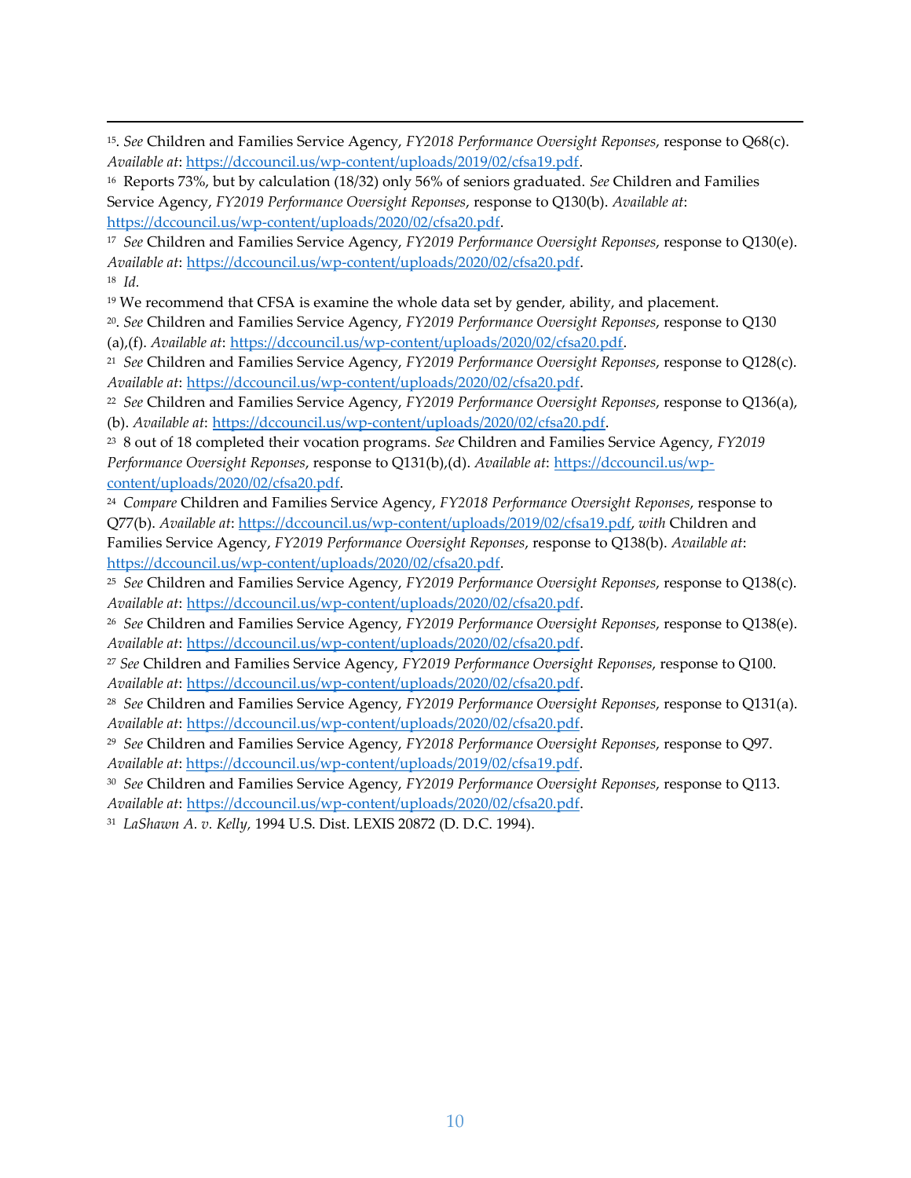[15]. *See* Children and Families Service Agency, *FY2018 Performance Oversight Reponses*, response to Q68(c). *Available at*: https://dccouncil.us/wp-content/uploads/2019/02/cfsa19.pdf.

[16] Reports 73%, but by calculation (18/32) only 56% of seniors graduated. *See* Children and Families Service Agency, *FY2019 Performance Oversight Reponses*, response to Q130(b). *Available at*: https://dccouncil.us/wp-content/uploads/2020/02/cfsa20.pdf.

[17] *See* Children and Families Service Agency, *FY2019 Performance Oversight Reponses*, response to Q130(e). *Available at*: https://dccouncil.us/wp-content/uploads/2020/02/cfsa20.pdf.

[18] *Id.*

[19] We recommend that CFSA is examine the whole data set by gender, ability, and placement.

[20]. *See* Children and Families Service Agency, *FY2019 Performance Oversight Reponses*, response to Q130 (a),(f). *Available at*: https://dccouncil.us/wp-content/uploads/2020/02/cfsa20.pdf.

[21] *See* Children and Families Service Agency, *FY2019 Performance Oversight Reponses*, response to Q128(c). *Available at*: https://dccouncil.us/wp-content/uploads/2020/02/cfsa20.pdf.

[22] *See* Children and Families Service Agency, *FY2019 Performance Oversight Reponses*, response to Q136(a), (b). *Available at*: https://dccouncil.us/wp-content/uploads/2020/02/cfsa20.pdf.

[23] 8 out of 18 completed their vocation programs. *See* Children and Families Service Agency, *FY2019 Performance Oversight Reponses*, response to Q131(b),(d). *Available at*: https://dccouncil.us/wp-content/uploads/2020/02/cfsa20.pdf.

[24] *Compare* Children and Families Service Agency, *FY2018 Performance Oversight Reponses*, response to Q77(b). *Available at*: https://dccouncil.us/wp-content/uploads/2019/02/cfsa19.pdf, *with* Children and Families Service Agency, *FY2019 Performance Oversight Reponses*, response to Q138(b). *Available at*: https://dccouncil.us/wp-content/uploads/2020/02/cfsa20.pdf.

[25] *See* Children and Families Service Agency, *FY2019 Performance Oversight Reponses*, response to Q138(c). *Available at*: https://dccouncil.us/wp-content/uploads/2020/02/cfsa20.pdf.

[26] *See* Children and Families Service Agency, *FY2019 Performance Oversight Reponses*, response to Q138(e). *Available at*: https://dccouncil.us/wp-content/uploads/2020/02/cfsa20.pdf.

[27] *See* Children and Families Service Agency, *FY2019 Performance Oversight Reponses*, response to Q100. *Available at*: https://dccouncil.us/wp-content/uploads/2020/02/cfsa20.pdf.

[28] *See* Children and Families Service Agency, *FY2019 Performance Oversight Reponses*, response to Q131(a). *Available at*: https://dccouncil.us/wp-content/uploads/2020/02/cfsa20.pdf.

[29] *See* Children and Families Service Agency, *FY2018 Performance Oversight Reponses*, response to Q97. *Available at*: https://dccouncil.us/wp-content/uploads/2019/02/cfsa19.pdf.

[30] *See* Children and Families Service Agency, *FY2019 Performance Oversight Reponses*, response to Q113. *Available at*: https://dccouncil.us/wp-content/uploads/2020/02/cfsa20.pdf.

[31] *LaShawn A. v. Kelly,* 1994 U.S. Dist. LEXIS 20872 (D. D.C. 1994).